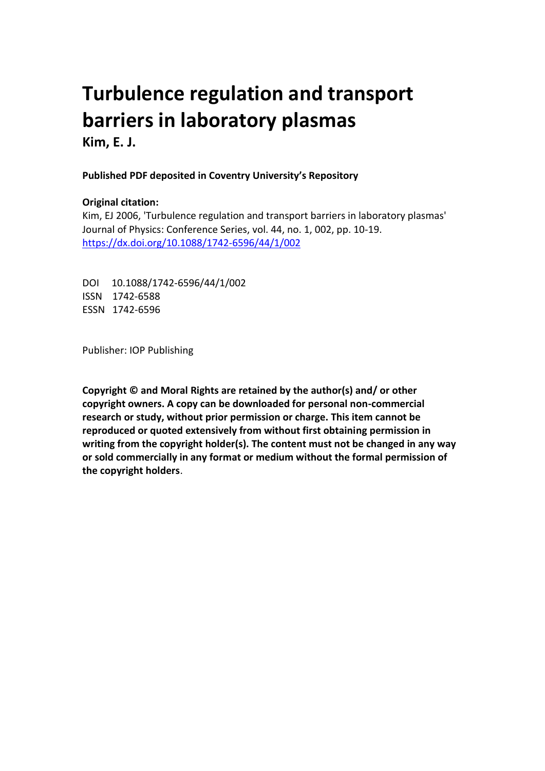# Turbulence regulation and transport barriers in laboratory plasmas

**Kim, E. J.**

**Published PDF deposited in Coventry University's Repository**

**Original citation:**

Kim, EJ 2006, 'Turbulence regulation and transport barriers in laboratory plasmas' Journal of Physics: Conference Series, vol. 44, no. 1, 002, pp. 10-19.
https://dx.doi.org/10.1088/1742-6596/44/1/002

DOI 10.1088/1742-6596/44/1/002
ISSN 1742-6588
ESSN 1742-6596

Publisher: IOP Publishing

**Copyright © and Moral Rights are retained by the author(s) and/ or other copyright owners. A copy can be downloaded for personal non-commercial research or study, without prior permission or charge. This item cannot be reproduced or quoted extensively from without first obtaining permission in writing from the copyright holder(s). The content must not be changed in any way or sold commercially in any format or medium without the formal permission of the copyright holders**.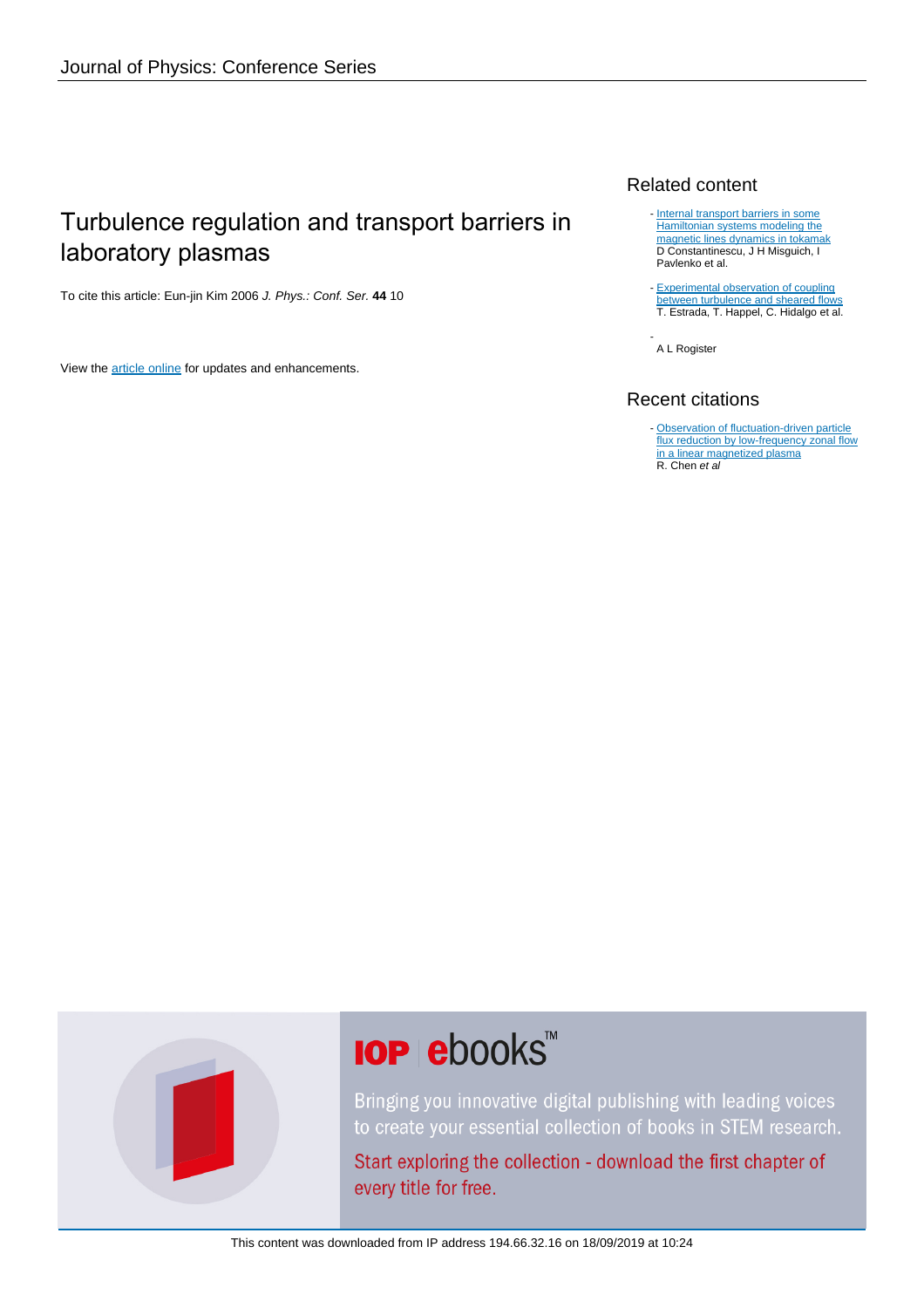Journal of Physics: Conference Series

# Turbulence regulation and transport barriers in laboratory plasmas

To cite this article: Eun-jin Kim 2006 *J. Phys.: Conf. Ser.* **44** 10

View the article online for updates and enhancements.

## Related content

- Internal transport barriers in some Hamiltonian systems modeling the magnetic lines dynamics in tokamak
D Constantinescu, J H Misguich, I Pavlenko et al.

- Experimental observation of coupling between turbulence and sheared flows
T. Estrada, T. Happel, C. Hidalgo et al.

- A L Rogister

## Recent citations

- Observation of fluctuation-driven particle flux reduction by low-frequency zonal flow in a linear magnetized plasma
R. Chen *et al*

**IOP ebooks™**

Bringing you innovative digital publishing with leading voices to create your essential collection of books in STEM research.

Start exploring the collection - download the first chapter of every title for free.

This content was downloaded from IP address 194.66.32.16 on 18/09/2019 at 10:24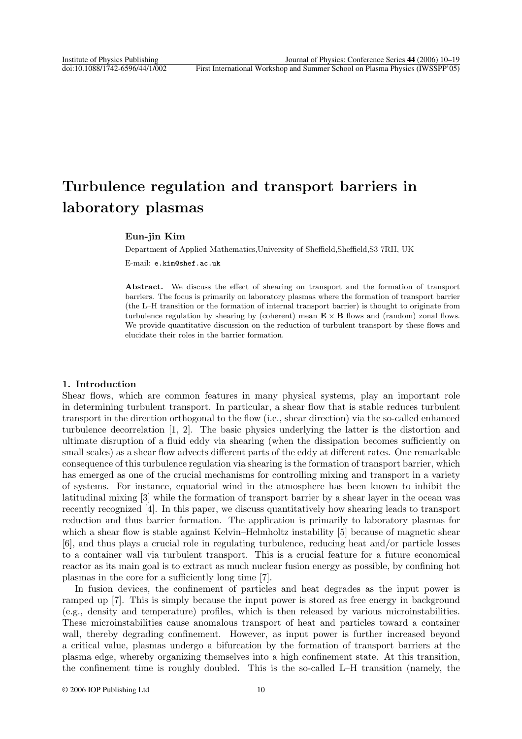# Turbulence regulation and transport barriers in laboratory plasmas

**Eun-jin Kim**

Department of Applied Mathematics,University of Sheffield,Sheffield,S3 7RH, UK

E-mail: e.kim@shef.ac.uk

**Abstract.** We discuss the effect of shearing on transport and the formation of transport barriers. The focus is primarily on laboratory plasmas where the formation of transport barrier (the L–H transition or the formation of internal transport barrier) is thought to originate from turbulence regulation by shearing by (coherent) mean $\mathbf{E} \times \mathbf{B}$ flows and (random) zonal flows. We provide quantitative discussion on the reduction of turbulent transport by these flows and elucidate their roles in the barrier formation.

## 1. Introduction

Shear flows, which are common features in many physical systems, play an important role in determining turbulent transport. In particular, a shear flow that is stable reduces turbulent transport in the direction orthogonal to the flow (i.e., shear direction) via the so-called enhanced turbulence decorrelation [1, 2]. The basic physics underlying the latter is the distortion and ultimate disruption of a fluid eddy via shearing (when the dissipation becomes sufficiently on small scales) as a shear flow advects different parts of the eddy at different rates. One remarkable consequence of this turbulence regulation via shearing is the formation of transport barrier, which has emerged as one of the crucial mechanisms for controlling mixing and transport in a variety of systems. For instance, equatorial wind in the atmosphere has been known to inhibit the latitudinal mixing [3] while the formation of transport barrier by a shear layer in the ocean was recently recognized [4]. In this paper, we discuss quantitatively how shearing leads to transport reduction and thus barrier formation. The application is primarily to laboratory plasmas for which a shear flow is stable against Kelvin–Helmholtz instability [5] because of magnetic shear [6], and thus plays a crucial role in regulating turbulence, reducing heat and/or particle losses to a container wall via turbulent transport. This is a crucial feature for a future economical reactor as its main goal is to extract as much nuclear fusion energy as possible, by confining hot plasmas in the core for a sufficiently long time [7].

In fusion devices, the confinement of particles and heat degrades as the input power is ramped up [7]. This is simply because the input power is stored as free energy in background (e.g., density and temperature) profiles, which is then released by various microinstabilities. These microinstabilities cause anomalous transport of heat and particles toward a container wall, thereby degrading confinement. However, as input power is further increased beyond a critical value, plasmas undergo a bifurcation by the formation of transport barriers at the plasma edge, whereby organizing themselves into a high confinement state. At this transition, the confinement time is roughly doubled. This is the so-called L–H transition (namely, the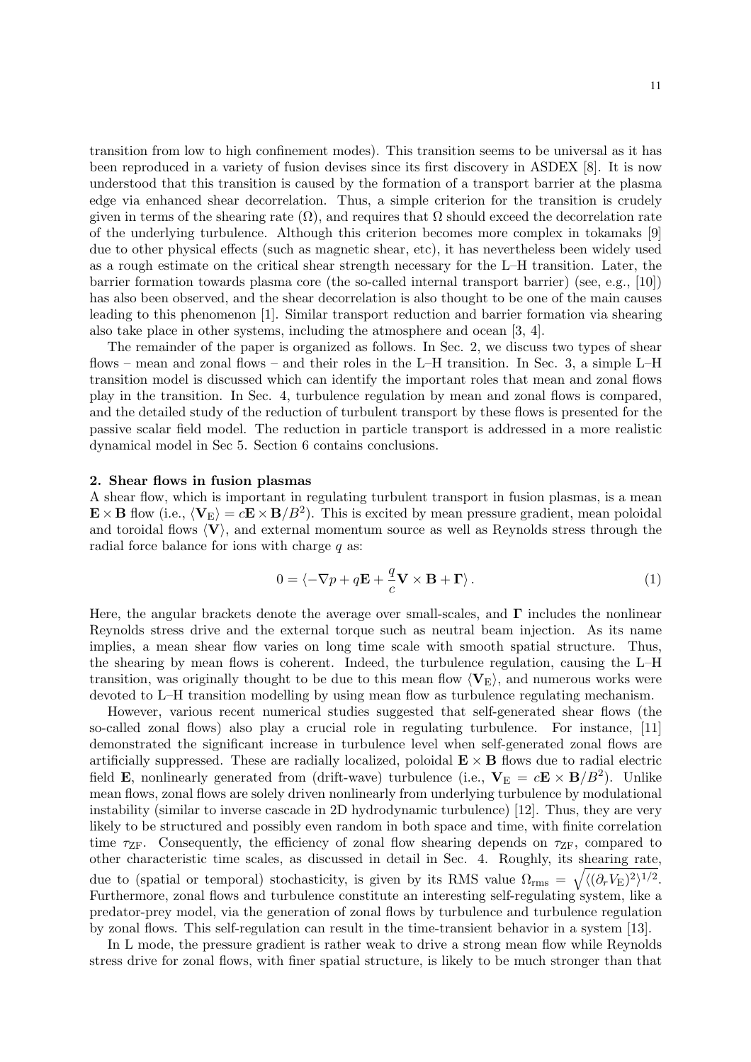transition from low to high confinement modes). This transition seems to be universal as it has been reproduced in a variety of fusion devises since its first discovery in ASDEX [8]. It is now understood that this transition is caused by the formation of a transport barrier at the plasma edge via enhanced shear decorrelation. Thus, a simple criterion for the transition is crudely given in terms of the shearing rate ($\Omega$), and requires that $\Omega$ should exceed the decorrelation rate of the underlying turbulence. Although this criterion becomes more complex in tokamaks [9] due to other physical effects (such as magnetic shear, etc), it has nevertheless been widely used as a rough estimate on the critical shear strength necessary for the L–H transition. Later, the barrier formation towards plasma core (the so-called internal transport barrier) (see, e.g., [10]) has also been observed, and the shear decorrelation is also thought to be one of the main causes leading to this phenomenon [1]. Similar transport reduction and barrier formation via shearing also take place in other systems, including the atmosphere and ocean [3, 4].

The remainder of the paper is organized as follows. In Sec. 2, we discuss two types of shear flows – mean and zonal flows – and their roles in the L–H transition. In Sec. 3, a simple L–H transition model is discussed which can identify the important roles that mean and zonal flows play in the transition. In Sec. 4, turbulence regulation by mean and zonal flows is compared, and the detailed study of the reduction of turbulent transport by these flows is presented for the passive scalar field model. The reduction in particle transport is addressed in a more realistic dynamical model in Sec 5. Section 6 contains conclusions.

## 2. Shear flows in fusion plasmas

A shear flow, which is important in regulating turbulent transport in fusion plasmas, is a mean $\mathbf{E}\times\mathbf{B}$ flow (i.e., $\langle \mathbf{V}_{\rm E}\rangle = c\mathbf{E}\times\mathbf{B}/B^2$). This is excited by mean pressure gradient, mean poloidal and toroidal flows $\langle \mathbf{V}\rangle$, and external momentum source as well as Reynolds stress through the radial force balance for ions with charge $q$ as:

$$0 = \langle -\nabla p + q\mathbf{E} + \frac{q}{c}\mathbf{V}\times\mathbf{B} + \mathbf{\Gamma}\rangle \,. \tag{1}$$

Here, the angular brackets denote the average over small-scales, and $\mathbf{\Gamma}$ includes the nonlinear Reynolds stress drive and the external torque such as neutral beam injection. As its name implies, a mean shear flow varies on long time scale with smooth spatial structure. Thus, the shearing by mean flows is coherent. Indeed, the turbulence regulation, causing the L–H transition, was originally thought to be due to this mean flow $\langle \mathbf{V}_{\rm E}\rangle$, and numerous works were devoted to L–H transition modelling by using mean flow as turbulence regulating mechanism.

However, various recent numerical studies suggested that self-generated shear flows (the so-called zonal flows) also play a crucial role in regulating turbulence. For instance, [11] demonstrated the significant increase in turbulence level when self-generated zonal flows are artificially suppressed. These are radially localized, poloidal $\mathbf{E}\times\mathbf{B}$ flows due to radial electric field $\mathbf{E}$, nonlinearly generated from (drift-wave) turbulence (i.e., $\mathbf{V}_{\rm E} = c\mathbf{E}\times\mathbf{B}/B^2$). Unlike mean flows, zonal flows are solely driven nonlinearly from underlying turbulence by modulational instability (similar to inverse cascade in 2D hydrodynamic turbulence) [12]. Thus, they are very likely to be structured and possibly even random in both space and time, with finite correlation time $\tau_{\rm ZF}$. Consequently, the efficiency of zonal flow shearing depends on $\tau_{\rm ZF}$, compared to other characteristic time scales, as discussed in detail in Sec. 4. Roughly, its shearing rate, due to (spatial or temporal) stochasticity, is given by its RMS value $\Omega_{\rm rms} = \sqrt{\langle(\partial_r V_{\rm E})^2\rangle^{1/2}}$. Furthermore, zonal flows and turbulence constitute an interesting self-regulating system, like a predator-prey model, via the generation of zonal flows by turbulence and turbulence regulation by zonal flows. This self-regulation can result in the time-transient behavior in a system [13].

In L mode, the pressure gradient is rather weak to drive a strong mean flow while Reynolds stress drive for zonal flows, with finer spatial structure, is likely to be much stronger than that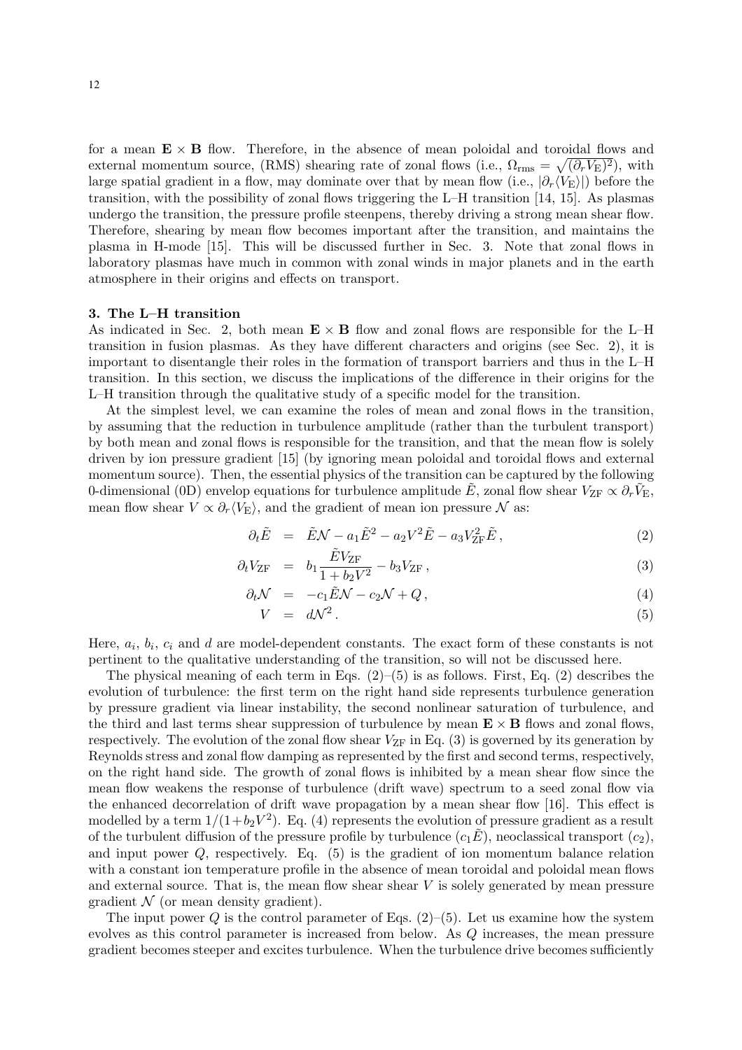for a mean $\mathbf{E} \times \mathbf{B}$ flow. Therefore, in the absence of mean poloidal and toroidal flows and external momentum source, (RMS) shearing rate of zonal flows (i.e., $\Omega_{\rm rms} = \sqrt{(\partial_r \tilde{V}_{\rm E})^2}$), with large spatial gradient in a flow, may dominate over that by mean flow (i.e., $|\partial_r \langle V_{\rm E} \rangle|$) before the transition, with the possibility of zonal flows triggering the L–H transition [14, 15]. As plasmas undergo the transition, the pressure profile steepens, thereby driving a strong mean shear flow. Therefore, shearing by mean flow becomes important after the transition, and maintains the plasma in H-mode [15]. This will be discussed further in Sec. 3. Note that zonal flows in laboratory plasmas have much in common with zonal winds in major planets and in the earth atmosphere in their origins and effects on transport.

## 3. The L–H transition

As indicated in Sec. 2, both mean $\mathbf{E} \times \mathbf{B}$ flow and zonal flows are responsible for the L–H transition in fusion plasmas. As they have different characters and origins (see Sec. 2), it is important to disentangle their roles in the formation of transport barriers and thus in the L–H transition. In this section, we discuss the implications of the difference in their origins for the L–H transition through the qualitative study of a specific model for the transition.

At the simplest level, we can examine the roles of mean and zonal flows in the transition, by assuming that the reduction in turbulence amplitude (rather than the turbulent transport) by both mean and zonal flows is responsible for the transition, and that the mean flow is solely driven by ion pressure gradient [15] (by ignoring mean poloidal and toroidal flows and external momentum source). Then, the essential physics of the transition can be captured by the following 0-dimensional (0D) envelop equations for turbulence amplitude $\tilde{E}$, zonal flow shear $V_{\rm ZF} \propto \partial_r \tilde{V}_{\rm E}$, mean flow shear $V \propto \partial_r \langle V_{\rm E} \rangle$, and the gradient of mean ion pressure $\mathcal{N}$ as:

$$\partial_t \tilde{E} = \tilde{E}\mathcal{N} - a_1 \tilde{E}^2 - a_2 V^2 \tilde{E} - a_3 V_{\rm ZF}^2 \tilde{E}\,, \tag{2}$$

$$\partial_t V_{\rm ZF} = b_1 \frac{\tilde{E} V_{\rm ZF}}{1 + b_2 V^2} - b_3 V_{\rm ZF}\,, \tag{3}$$

$$\partial_t \mathcal{N} = -c_1 \tilde{E}\mathcal{N} - c_2 \mathcal{N} + Q\,, \tag{4}$$

$$V = d\mathcal{N}^2\,. \tag{5}$$

Here, $a_i$, $b_i$, $c_i$ and $d$ are model-dependent constants. The exact form of these constants is not pertinent to the qualitative understanding of the transition, so will not be discussed here.

The physical meaning of each term in Eqs. (2)–(5) is as follows. First, Eq. (2) describes the evolution of turbulence: the first term on the right hand side represents turbulence generation by pressure gradient via linear instability, the second nonlinear saturation of turbulence, and the third and last terms shear suppression of turbulence by mean $\mathbf{E} \times \mathbf{B}$ flows and zonal flows, respectively. The evolution of the zonal flow shear $V_{\rm ZF}$ in Eq. (3) is governed by its generation by Reynolds stress and zonal flow damping as represented by the first and second terms, respectively, on the right hand side. The growth of zonal flows is inhibited by a mean shear flow since the mean flow weakens the response of turbulence (drift wave) spectrum to a seed zonal flow via the enhanced decorrelation of drift wave propagation by a mean shear flow [16]. This effect is modelled by a term $1/(1+b_2 V^2)$. Eq. (4) represents the evolution of pressure gradient as a result of the turbulent diffusion of the pressure profile by turbulence ($c_1 \tilde{E}$), neoclassical transport ($c_2$), and input power $Q$, respectively. Eq. (5) is the gradient of ion momentum balance relation with a constant ion temperature profile in the absence of mean toroidal and poloidal mean flows and external source. That is, the mean flow shear shear $V$ is solely generated by mean pressure gradient $\mathcal{N}$ (or mean density gradient).

The input power $Q$ is the control parameter of Eqs. (2)–(5). Let us examine how the system evolves as this control parameter is increased from below. As $Q$ increases, the mean pressure gradient becomes steeper and excites turbulence. When the turbulence drive becomes sufficiently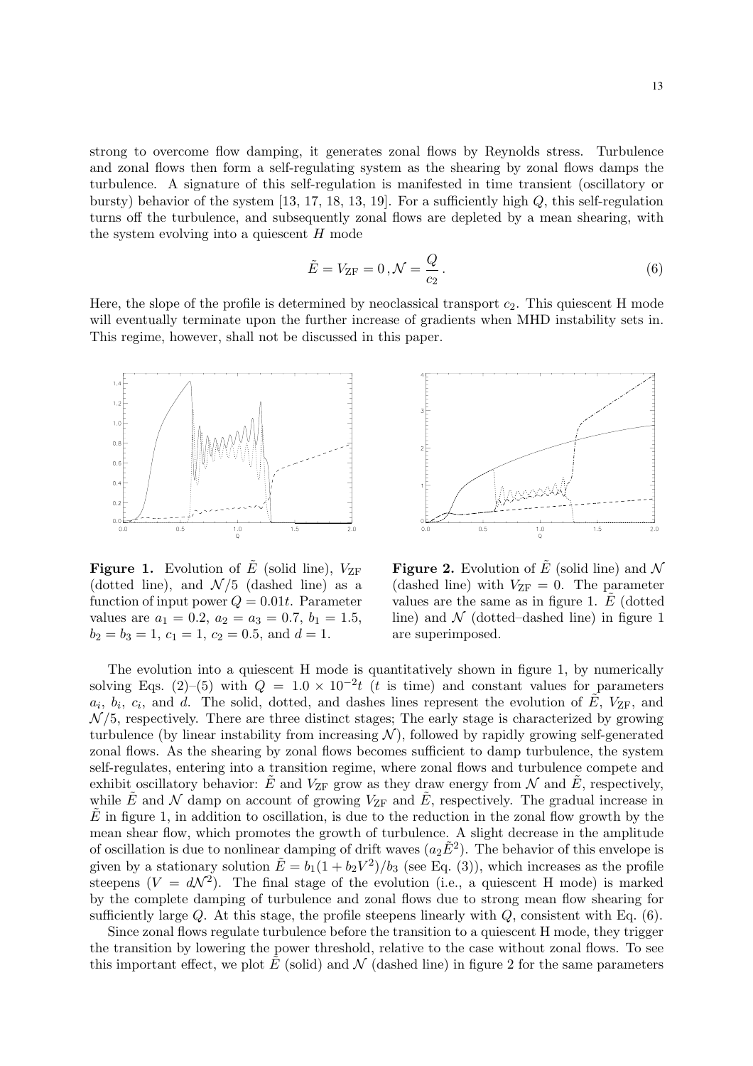strong to overcome flow damping, it generates zonal flows by Reynolds stress. Turbulence and zonal flows then form a self-regulating system as the shearing by zonal flows damps the turbulence. A signature of this self-regulation is manifested in time transient (oscillatory or bursty) behavior of the system [13, 17, 18, 13, 19]. For a sufficiently high $Q$, this self-regulation turns off the turbulence, and subsequently zonal flows are depleted by a mean shearing, with the system evolving into a quiescent $H$ mode

$$\tilde{E} = V_{\rm ZF} = 0 \, , \mathcal{N} = \frac{Q}{c_2} \, . \tag{6}$$

Here, the slope of the profile is determined by neoclassical transport $c_2$. This quiescent H mode will eventually terminate upon the further increase of gradients when MHD instability sets in. This regime, however, shall not be discussed in this paper.

**Figure 1.** Evolution of $\tilde{E}$ (solid line), $V_{\rm ZF}$ (dotted line), and $\mathcal{N}/5$ (dashed line) as a function of input power $Q = 0.01t$. Parameter values are $a_1 = 0.2$, $a_2 = a_3 = 0.7$, $b_1 = 1.5$, $b_2 = b_3 = 1$, $c_1 = 1$, $c_2 = 0.5$, and $d = 1$.

**Figure 2.** Evolution of $\tilde{E}$ (solid line) and $\mathcal{N}$ (dashed line) with $V_{\rm ZF} = 0$. The parameter values are the same as in figure 1. $\tilde{E}$ (dotted line) and $\mathcal{N}$ (dotted–dashed line) in figure 1 are superimposed.

The evolution into a quiescent H mode is quantitatively shown in figure 1, by numerically solving Eqs. (2)–(5) with $Q = 1.0 \times 10^{-2} t$ ($t$ is time) and constant values for parameters $a_i$, $b_i$, $c_i$, and $d$. The solid, dotted, and dashes lines represent the evolution of $\tilde{E}$, $V_{\rm ZF}$, and $\mathcal{N}/5$, respectively. There are three distinct stages; The early stage is characterized by growing turbulence (by linear instability from increasing $\mathcal{N}$), followed by rapidly growing self-generated zonal flows. As the shearing by zonal flows becomes sufficient to damp turbulence, the system self-regulates, entering into a transition regime, where zonal flows and turbulence compete and exhibit oscillatory behavior: $\tilde{E}$ and $V_{\rm ZF}$ grow as they draw energy from $\mathcal{N}$ and $\tilde{E}$, respectively, while $\tilde{E}$ and $\mathcal{N}$ damp on account of growing $V_{\rm ZF}$ and $\tilde{E}$, respectively. The gradual increase in $\tilde{E}$ in figure 1, in addition to oscillation, is due to the reduction in the zonal flow growth by the mean shear flow, which promotes the growth of turbulence. A slight decrease in the amplitude of oscillation is due to nonlinear damping of drift waves ($a_2\tilde{E}^2$). The behavior of this envelope is given by a stationary solution $\tilde{E} = b_1(1 + b_2V^2)/b_3$ (see Eq. (3)), which increases as the profile steepens ($V = d\mathcal{N}^2$). The final stage of the evolution (i.e., a quiescent H mode) is marked by the complete damping of turbulence and zonal flows due to strong mean flow shearing for sufficiently large $Q$. At this stage, the profile steepens linearly with $Q$, consistent with Eq. (6).

Since zonal flows regulate turbulence before the transition to a quiescent H mode, they trigger the transition by lowering the power threshold, relative to the case without zonal flows. To see this important effect, we plot $\tilde{E}$ (solid) and $\mathcal{N}$ (dashed line) in figure 2 for the same parameters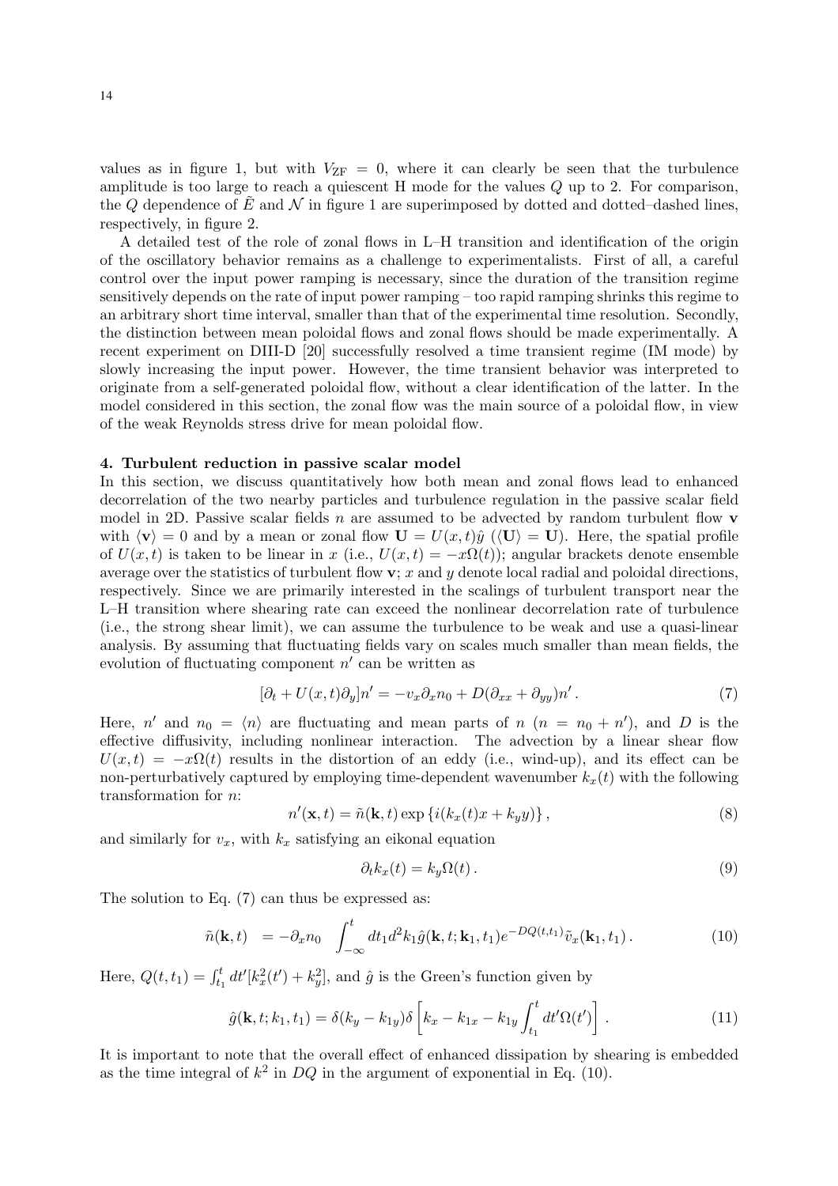values as in figure 1, but with $V_{\rm ZF} = 0$, where it can clearly be seen that the turbulence amplitude is too large to reach a quiescent H mode for the values $Q$ up to 2. For comparison, the $Q$ dependence of $\tilde{E}$ and $\mathcal{N}$ in figure 1 are superimposed by dotted and dotted–dashed lines, respectively, in figure 2.

A detailed test of the role of zonal flows in L–H transition and identification of the origin of the oscillatory behavior remains as a challenge to experimentalists. First of all, a careful control over the input power ramping is necessary, since the duration of the transition regime sensitively depends on the rate of input power ramping – too rapid ramping shrinks this regime to an arbitrary short time interval, smaller than that of the experimental time resolution. Secondly, the distinction between mean poloidal flows and zonal flows should be made experimentally. A recent experiment on DIII-D [20] successfully resolved a time transient regime (IM mode) by slowly increasing the input power. However, the time transient behavior was interpreted to originate from a self-generated poloidal flow, without a clear identification of the latter. In the model considered in this section, the zonal flow was the main source of a poloidal flow, in view of the weak Reynolds stress drive for mean poloidal flow.

## 4. Turbulent reduction in passive scalar model

In this section, we discuss quantitatively how both mean and zonal flows lead to enhanced decorrelation of the two nearby particles and turbulence regulation in the passive scalar field model in 2D. Passive scalar fields $n$ are assumed to be advected by random turbulent flow $\mathbf{v}$ with $\langle \mathbf{v} \rangle = 0$ and by a mean or zonal flow $\mathbf{U} = U(x,t)\hat{y}$ ($\langle \mathbf{U} \rangle = \mathbf{U}$). Here, the spatial profile of $U(x,t)$ is taken to be linear in $x$ (i.e., $U(x,t) = -x\Omega(t)$); angular brackets denote ensemble average over the statistics of turbulent flow $\mathbf{v}$; $x$ and $y$ denote local radial and poloidal directions, respectively. Since we are primarily interested in the scalings of turbulent transport near the L–H transition where shearing rate can exceed the nonlinear decorrelation rate of turbulence (i.e., the strong shear limit), we can assume the turbulence to be weak and use a quasi-linear analysis. By assuming that fluctuating fields vary on scales much smaller than mean fields, the evolution of fluctuating component $n'$ can be written as

$$[\partial_t + U(x,t)\partial_y]n' = -v_x \partial_x n_0 + D(\partial_{xx} + \partial_{yy})n' \,. \tag{7}$$

Here, $n'$ and $n_0 = \langle n \rangle$ are fluctuating and mean parts of $n$ ($n = n_0 + n'$), and $D$ is the effective diffusivity, including nonlinear interaction. The advection by a linear shear flow $U(x,t) = -x\Omega(t)$ results in the distortion of an eddy (i.e., wind-up), and its effect can be non-perturbatively captured by employing time-dependent wavenumber $k_x(t)$ with the following transformation for $n$:

$$n'(\mathbf{x},t) = \tilde{n}(\mathbf{k},t) \exp\left\{ i(k_x(t)x + k_y y) \right\}, \tag{8}$$

and similarly for $v_x$, with $k_x$ satisfying an eikonal equation

$$\partial_t k_x(t) = k_y \Omega(t) \,. \tag{9}$$

The solution to Eq. (7) can thus be expressed as:

$$\tilde{n}(\mathbf{k},t) \;\; = -\partial_x n_0 \int_{-\infty}^{t} dt_1 d^2k_1 \hat{g}(\mathbf{k},t;\mathbf{k}_1,t_1) e^{-DQ(t,t_1)} \tilde{v}_x(\mathbf{k}_1,t_1) \,. \tag{10}$$

Here, $Q(t,t_1) = \int_{t_1}^{t} dt' [k_x^2(t') + k_y^2]$, and $\hat{g}$ is the Green's function given by

$$\hat{g}(\mathbf{k},t;k_1,t_1) = \delta(k_y - k_{1y}) \delta\left[ k_x - k_{1x} - k_{1y} \int_{t_1}^{t} dt' \Omega(t') \right] \,. \tag{11}$$

It is important to note that the overall effect of enhanced dissipation by shearing is embedded as the time integral of $k^2$ in $DQ$ in the argument of exponential in Eq. (10).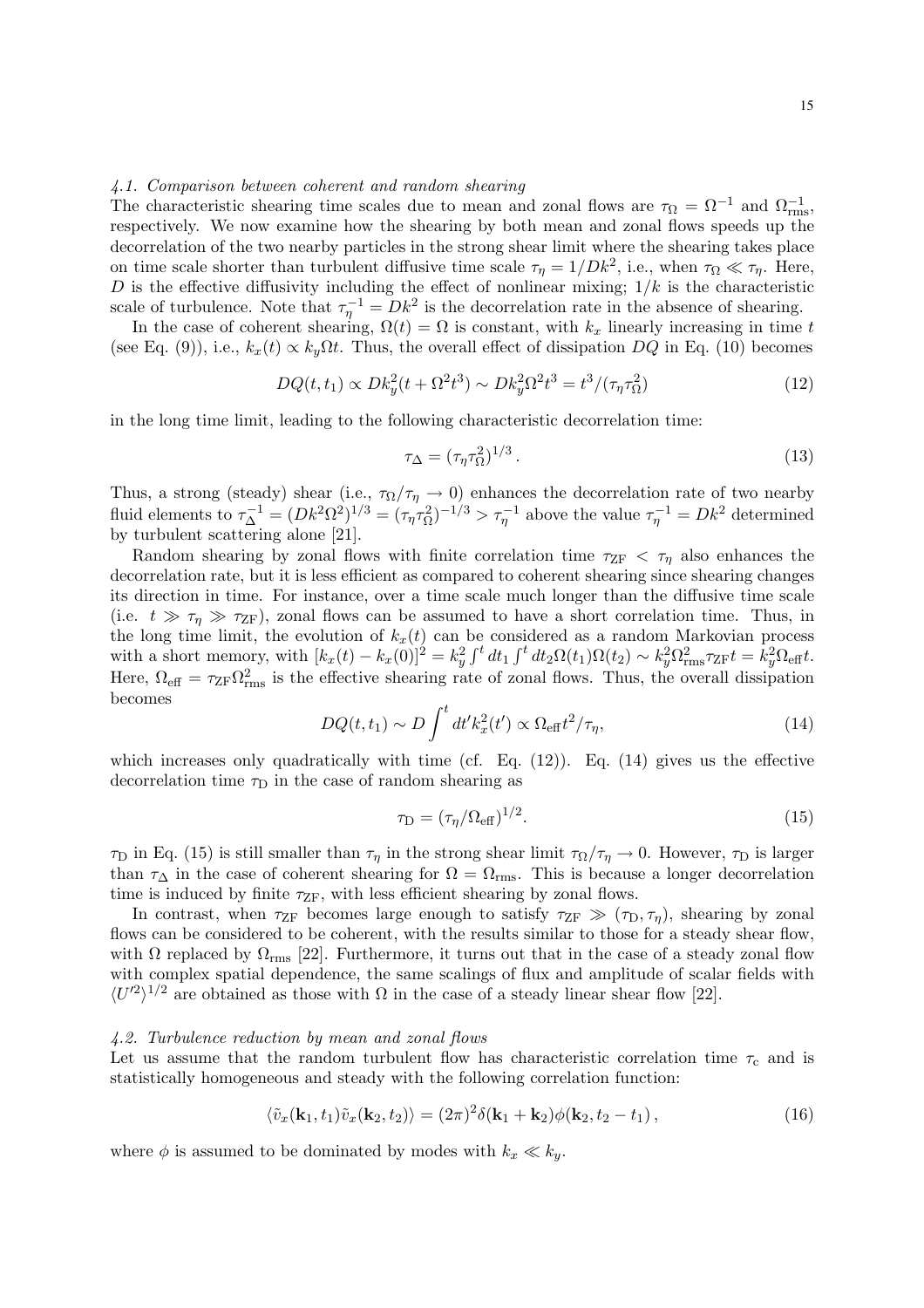### 4.1. Comparison between coherent and random shearing

The characteristic shearing time scales due to mean and zonal flows are $\tau_\Omega = \Omega^{-1}$ and $\Omega_{\rm rms}^{-1}$, respectively. We now examine how the shearing by both mean and zonal flows speeds up the decorrelation of the two nearby particles in the strong shear limit where the shearing takes place on time scale shorter than turbulent diffusive time scale $\tau_\eta = 1/Dk^2$, i.e., when $\tau_\Omega \ll \tau_\eta$. Here, $D$ is the effective diffusivity including the effect of nonlinear mixing; $1/k$ is the characteristic scale of turbulence. Note that $\tau_\eta^{-1} = Dk^2$ is the decorrelation rate in the absence of shearing.

In the case of coherent shearing, $\Omega(t) = \Omega$ is constant, with $k_x$ linearly increasing in time $t$ (see Eq. (9)), i.e., $k_x(t) \propto k_y \Omega t$. Thus, the overall effect of dissipation $DQ$ in Eq. (10) becomes

$$DQ(t, t_1) \propto Dk_y^2(t + \Omega^2 t^3) \sim Dk_y^2 \Omega^2 t^3 = t^3/(\tau_\eta \tau_\Omega^2) \tag{12}$$

in the long time limit, leading to the following characteristic decorrelation time:

$$\tau_\Delta = (\tau_\eta \tau_\Omega^2)^{1/3} \,. \tag{13}$$

Thus, a strong (steady) shear (i.e., $\tau_\Omega/\tau_\eta \to 0$) enhances the decorrelation rate of two nearby fluid elements to $\tau_\Delta^{-1} = (Dk^2\Omega^2)^{1/3} = (\tau_\eta \tau_\Omega^2)^{-1/3} > \tau_\eta^{-1}$ above the value $\tau_\eta^{-1} = Dk^2$ determined by turbulent scattering alone [21].

Random shearing by zonal flows with finite correlation time $\tau_{\rm ZF} < \tau_\eta$ also enhances the decorrelation rate, but it is less efficient as compared to coherent shearing since shearing changes its direction in time. For instance, over a time scale much longer than the diffusive time scale (i.e. $t \gg \tau_\eta \gg \tau_{\rm ZF}$), zonal flows can be assumed to have a short correlation time. Thus, in the long time limit, the evolution of $k_x(t)$ can be considered as a random Markovian process with a short memory, with $[k_x(t) - k_x(0)]^2 = k_y^2 \int^t dt_1 \int^t dt_2 \Omega(t_1)\Omega(t_2) \sim k_y^2 \Omega_{\rm rms}^2 \tau_{\rm ZF} t = k_y^2 \Omega_{\rm eff} t$. Here, $\Omega_{\rm eff} = \tau_{\rm ZF}\Omega_{\rm rms}^2$ is the effective shearing rate of zonal flows. Thus, the overall dissipation becomes

$$DQ(t, t_1) \sim D \int^t dt' k_x^2(t') \propto \Omega_{\rm eff} t^2/\tau_\eta, \tag{14}$$

which increases only quadratically with time (cf. Eq. (12)). Eq. (14) gives us the effective decorrelation time $\tau_{\rm D}$ in the case of random shearing as

$$\tau_{\rm D} = (\tau_\eta/\Omega_{\rm eff})^{1/2}. \tag{15}$$

$\tau_{\rm D}$ in Eq. (15) is still smaller than $\tau_\eta$ in the strong shear limit $\tau_\Omega/\tau_\eta \to 0$. However, $\tau_{\rm D}$ is larger than $\tau_\Delta$ in the case of coherent shearing for $\Omega = \Omega_{\rm rms}$. This is because a longer decorrelation time is induced by finite $\tau_{\rm ZF}$, with less efficient shearing by zonal flows.

In contrast, when $\tau_{\rm ZF}$ becomes large enough to satisfy $\tau_{\rm ZF} \gg (\tau_{\rm D}, \tau_\eta)$, shearing by zonal flows can be considered to be coherent, with the results similar to those for a steady shear flow, with $\Omega$ replaced by $\Omega_{\rm rms}$ [22]. Furthermore, it turns out that in the case of a steady zonal flow with complex spatial dependence, the same scalings of flux and amplitude of scalar fields with $\langle U'^2 \rangle^{1/2}$ are obtained as those with $\Omega$ in the case of a steady linear shear flow [22].

### 4.2. Turbulence reduction by mean and zonal flows

Let us assume that the random turbulent flow has characteristic correlation time $\tau_{\rm c}$ and is statistically homogeneous and steady with the following correlation function:

$$\langle \tilde{v}_x(\mathbf{k}_1, t_1)\tilde{v}_x(\mathbf{k}_2, t_2)\rangle = (2\pi)^2 \delta(\mathbf{k}_1 + \mathbf{k}_2)\phi(\mathbf{k}_2, t_2 - t_1)\,, \tag{16}$$

where $\phi$ is assumed to be dominated by modes with $k_x \ll k_y$.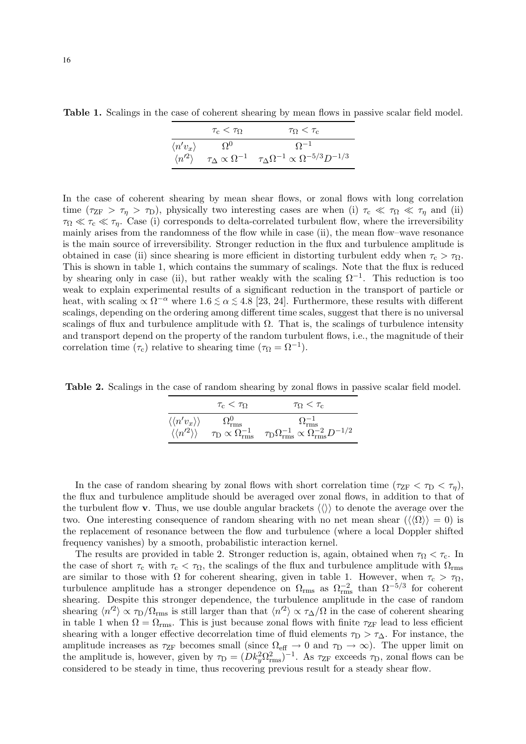**Table 1.** Scalings in the case of coherent shearing by mean flows in passive scalar field model.

| | $\tau_c < \tau_\Omega$ | $\tau_\Omega < \tau_c$ |
|---|---|---|
| $\langle n' v_x \rangle$ | $\Omega^0$ | $\Omega^{-1}$ |
| $\langle n'^2 \rangle$ | $\tau_\Delta \propto \Omega^{-1}$ | $\tau_\Delta \Omega^{-1} \propto \Omega^{-5/3} D^{-1/3}$ |

In the case of coherent shearing by mean shear flows, or zonal flows with long correlation time ($\tau_{ZF} > \tau_\eta > \tau_D$), physically two interesting cases are when (i) $\tau_c \ll \tau_\Omega \ll \tau_\eta$ and (ii) $\tau_\Omega \ll \tau_c \ll \tau_\eta$. Case (i) corresponds to delta-correlated turbulent flow, where the irreversibility mainly arises from the randomness of the flow while in case (ii), the mean flow–wave resonance is the main source of irreversibility. Stronger reduction in the flux and turbulence amplitude is obtained in case (ii) since shearing is more efficient in distorting turbulent eddy when $\tau_c > \tau_\Omega$. This is shown in table 1, which contains the summary of scalings. Note that the flux is reduced by shearing only in case (ii), but rather weakly with the scaling $\Omega^{-1}$. This reduction is too weak to explain experimental results of a significant reduction in the transport of particle or heat, with scaling $\propto \Omega^{-\alpha}$ where $1.6 \lesssim \alpha \lesssim 4.8$ [23, 24]. Furthermore, these results with different scalings, depending on the ordering among different time scales, suggest that there is no universal scalings of flux and turbulence amplitude with $\Omega$. That is, the scalings of turbulence intensity and transport depend on the property of the random turbulent flows, i.e., the magnitude of their correlation time ($\tau_c$) relative to shearing time ($\tau_\Omega = \Omega^{-1}$).

**Table 2.** Scalings in the case of random shearing by zonal flows in passive scalar field model.

| | $\tau_c < \tau_\Omega$ | $\tau_\Omega < \tau_c$ |
|---|---|---|
| $\langle\langle n' v_x \rangle\rangle$ | $\Omega_{\rm rms}^0$ | $\Omega_{\rm rms}^{-1}$ |
| $\langle\langle n'^2 \rangle\rangle$ | $\tau_D \propto \Omega_{\rm rms}^{-1}$ | $\tau_D \Omega_{\rm rms}^{-1} \propto \Omega_{\rm rms}^{-2} D^{-1/2}$ |

In the case of random shearing by zonal flows with short correlation time ($\tau_{ZF} < \tau_D < \tau_\eta$), the flux and turbulence amplitude should be averaged over zonal flows, in addition to that of the turbulent flow $\mathbf{v}$. Thus, we use double angular brackets $\langle\langle\rangle\rangle$ to denote the average over the two. One interesting consequence of random shearing with no net mean shear ($\langle\langle\Omega\rangle\rangle = 0$) is the replacement of resonance between the flow and turbulence (where a local Doppler shifted frequency vanishes) by a smooth, probabilistic interaction kernel.

The results are provided in table 2. Stronger reduction is, again, obtained when $\tau_\Omega < \tau_c$. In the case of short $\tau_c$ with $\tau_c < \tau_\Omega$, the scalings of the flux and turbulence amplitude with $\Omega_{\rm rms}$ are similar to those with $\Omega$ for coherent shearing, given in table 1. However, when $\tau_c > \tau_\Omega$, turbulence amplitude has a stronger dependence on $\Omega_{\rm rms}$ as $\Omega_{\rm rms}^{-2}$ than $\Omega^{-5/3}$ for coherent shearing. Despite this stronger dependence, the turbulence amplitude in the case of random shearing $\langle n'^2 \rangle \propto \tau_D/\Omega_{\rm rms}$ is still larger than that $\langle n'^2 \rangle \propto \tau_\Delta/\Omega$ in the case of coherent shearing in table 1 when $\Omega = \Omega_{\rm rms}$. This is just because zonal flows with finite $\tau_{ZF}$ lead to less efficient shearing with a longer effective decorrelation time of fluid elements $\tau_D > \tau_\Delta$. For instance, the amplitude increases as $\tau_{ZF}$ becomes small (since $\Omega_{\rm eff} \to 0$ and $\tau_D \to \infty$). The upper limit on the amplitude is, however, given by $\tau_D = (D k_y^2 \Omega_{\rm rms}^2)^{-1}$. As $\tau_{ZF}$ exceeds $\tau_D$, zonal flows can be considered to be steady in time, thus recovering previous result for a steady shear flow.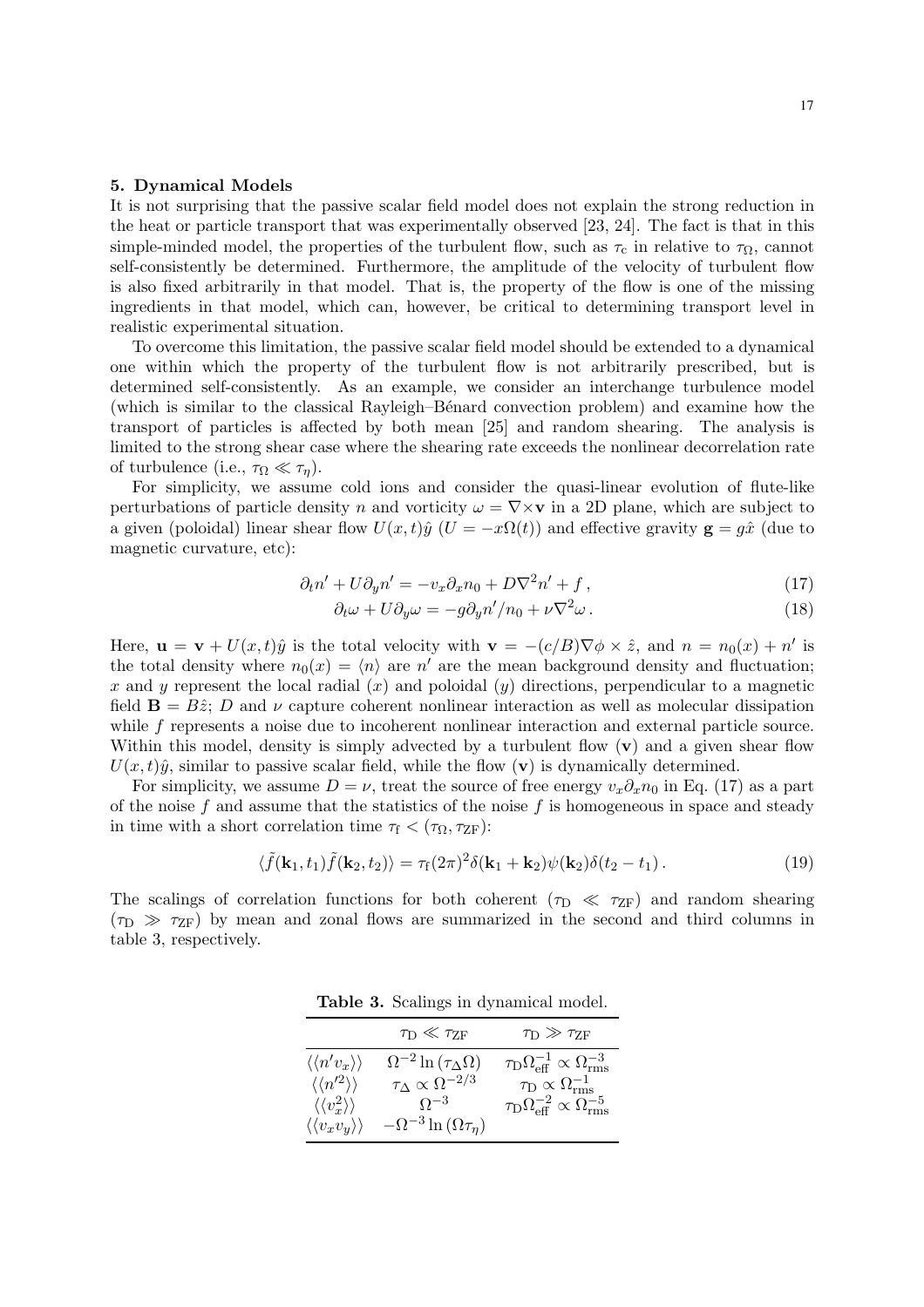## 5. Dynamical Models

It is not surprising that the passive scalar field model does not explain the strong reduction in the heat or particle transport that was experimentally observed [23, 24]. The fact is that in this simple-minded model, the properties of the turbulent flow, such as $\tau_c$ in relative to $\tau_\Omega$, cannot self-consistently be determined. Furthermore, the amplitude of the velocity of turbulent flow is also fixed arbitrarily in that model. That is, the property of the flow is one of the missing ingredients in that model, which can, however, be critical to determining transport level in realistic experimental situation.

To overcome this limitation, the passive scalar field model should be extended to a dynamical one within which the property of the turbulent flow is not arbitrarily prescribed, but is determined self-consistently. As an example, we consider an interchange turbulence model (which is similar to the classical Rayleigh–Bénard convection problem) and examine how the transport of particles is affected by both mean [25] and random shearing. The analysis is limited to the strong shear case where the shearing rate exceeds the nonlinear decorrelation rate of turbulence (i.e., $\tau_\Omega \ll \tau_\eta$).

For simplicity, we assume cold ions and consider the quasi-linear evolution of flute-like perturbations of particle density $n$ and vorticity $\omega = \nabla \times \mathbf{v}$ in a 2D plane, which are subject to a given (poloidal) linear shear flow $U(x,t)\hat{y}$ ($U = -x\Omega(t)$) and effective gravity $\mathbf{g} = g\hat{x}$ (due to magnetic curvature, etc):

$$\partial_t n' + U \partial_y n' = -v_x \partial_x n_0 + D \nabla^2 n' + f \,, \tag{17}$$

$$\partial_t \omega + U \partial_y \omega = -g \partial_y n' / n_0 + \nu \nabla^2 \omega \,. \tag{18}$$

Here, $\mathbf{u} = \mathbf{v} + U(x,t)\hat{y}$ is the total velocity with $\mathbf{v} = -(c/B)\nabla\phi \times \hat{z}$, and $n = n_0(x) + n'$ is the total density where $n_0(x) = \langle n \rangle$ are $n'$ are the mean background density and fluctuation; $x$ and $y$ represent the local radial ($x$) and poloidal ($y$) directions, perpendicular to a magnetic field $\mathbf{B} = B\hat{z}$; $D$ and $\nu$ capture coherent nonlinear interaction as well as molecular dissipation while $f$ represents a noise due to incoherent nonlinear interaction and external particle source. Within this model, density is simply advected by a turbulent flow ($\mathbf{v}$) and a given shear flow $U(x,t)\hat{y}$, similar to passive scalar field, while the flow ($\mathbf{v}$) is dynamically determined.

For simplicity, we assume $D = \nu$, treat the source of free energy $v_x \partial_x n_0$ in Eq. (17) as a part of the noise $f$ and assume that the statistics of the noise $f$ is homogeneous in space and steady in time with a short correlation time $\tau_f < (\tau_\Omega, \tau_{ZF})$:

$$\langle \tilde{f}(\mathbf{k}_1, t_1) \tilde{f}(\mathbf{k}_2, t_2) \rangle = \tau_f (2\pi)^2 \delta(\mathbf{k}_1 + \mathbf{k}_2) \psi(\mathbf{k}_2) \delta(t_2 - t_1) \,. \tag{19}$$

The scalings of correlation functions for both coherent ($\tau_D \ll \tau_{ZF}$) and random shearing ($\tau_D \gg \tau_{ZF}$) by mean and zonal flows are summarized in the second and third columns in table 3, respectively.

**Table 3.** Scalings in dynamical model.

| | $\tau_D \ll \tau_{ZF}$ | $\tau_D \gg \tau_{ZF}$ |
|---|---|---|
| $\langle\langle n' v_x \rangle\rangle$ | $\Omega^{-2} \ln(\tau_\Delta \Omega)$ | $\tau_D \Omega_{\rm eff}^{-1} \propto \Omega_{\rm rms}^{-3}$ |
| $\langle\langle n'^2 \rangle\rangle$ | $\tau_\Delta \propto \Omega^{-2/3}$ | $\tau_D \propto \Omega_{\rm rms}^{-1}$ |
| $\langle\langle v_x^2 \rangle\rangle$ | $\Omega^{-3}$ | $\tau_D \Omega_{\rm eff}^{-2} \propto \Omega_{\rm rms}^{-5}$ |
| $\langle\langle v_x v_y \rangle\rangle$ | $-\Omega^{-3} \ln(\Omega \tau_\eta)$ | |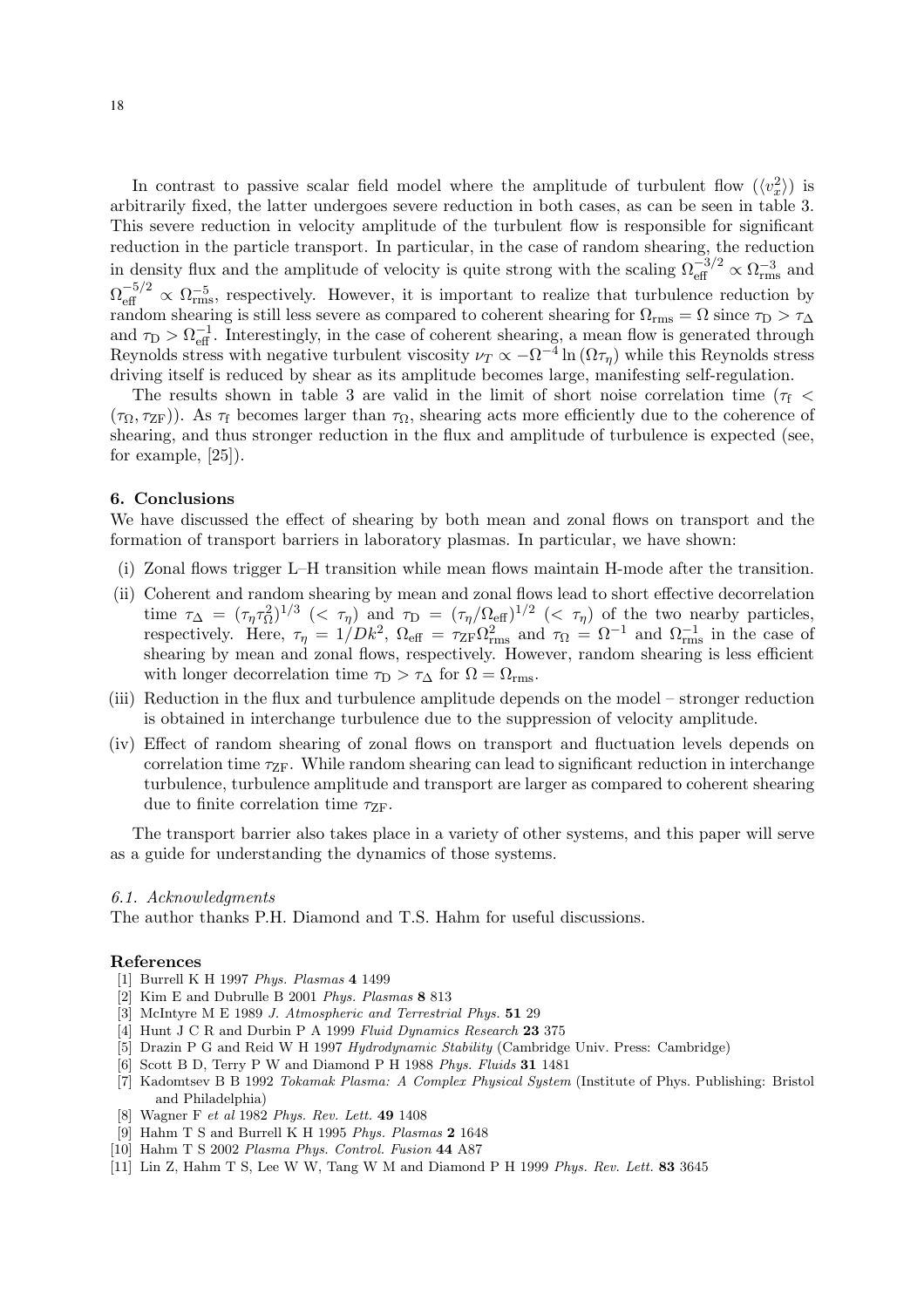In contrast to passive scalar field model where the amplitude of turbulent flow ($\langle v_x^2 \rangle$) is arbitrarily fixed, the latter undergoes severe reduction in both cases, as can be seen in table 3. This severe reduction in velocity amplitude of the turbulent flow is responsible for significant reduction in the particle transport. In particular, in the case of random shearing, the reduction in density flux and the amplitude of velocity is quite strong with the scaling $\Omega_{\rm eff}^{-3/2} \propto \Omega_{\rm rms}^{-3}$ and $\Omega_{\rm eff}^{-5/2} \propto \Omega_{\rm rms}^{-5}$, respectively. However, it is important to realize that turbulence reduction by random shearing is still less severe as compared to coherent shearing for $\Omega_{\rm rms} = \Omega$ since $\tau_{\rm D} > \tau_\Delta$ and $\tau_{\rm D} > \Omega_{\rm eff}^{-1}$. Interestingly, in the case of coherent shearing, a mean flow is generated through Reynolds stress with negative turbulent viscosity $\nu_T \propto -\Omega^{-4} \ln(\Omega \tau_\eta)$ while this Reynolds stress driving itself is reduced by shear as its amplitude becomes large, manifesting self-regulation.

The results shown in table 3 are valid in the limit of short noise correlation time ($\tau_{\rm f} < (\tau_\Omega, \tau_{\rm ZF})$). As $\tau_{\rm f}$ becomes larger than $\tau_\Omega$, shearing acts more efficiently due to the coherence of shearing, and thus stronger reduction in the flux and amplitude of turbulence is expected (see, for example, [25]).

## 6. Conclusions

We have discussed the effect of shearing by both mean and zonal flows on transport and the formation of transport barriers in laboratory plasmas. In particular, we have shown:

(i) Zonal flows trigger L–H transition while mean flows maintain H-mode after the transition.

(ii) Coherent and random shearing by mean and zonal flows lead to short effective decorrelation time $\tau_\Delta = (\tau_\eta \tau_\Omega^2)^{1/3}$ ($< \tau_\eta$) and $\tau_{\rm D} = (\tau_\eta / \Omega_{\rm eff})^{1/2}$ ($< \tau_\eta$) of the two nearby particles, respectively. Here, $\tau_\eta = 1/Dk^2$, $\Omega_{\rm eff} = \tau_{\rm ZF} \Omega_{\rm rms}^2$ and $\tau_\Omega = \Omega^{-1}$ and $\Omega_{\rm rms}^{-1}$ in the case of shearing by mean and zonal flows, respectively. However, random shearing is less efficient with longer decorrelation time $\tau_{\rm D} > \tau_\Delta$ for $\Omega = \Omega_{\rm rms}$.

(iii) Reduction in the flux and turbulence amplitude depends on the model – stronger reduction is obtained in interchange turbulence due to the suppression of velocity amplitude.

(iv) Effect of random shearing of zonal flows on transport and fluctuation levels depends on correlation time $\tau_{\rm ZF}$. While random shearing can lead to significant reduction in interchange turbulence, turbulence amplitude and transport are larger as compared to coherent shearing due to finite correlation time $\tau_{\rm ZF}$.

The transport barrier also takes place in a variety of other systems, and this paper will serve as a guide for understanding the dynamics of those systems.

### *6.1. Acknowledgments*

The author thanks P.H. Diamond and T.S. Hahm for useful discussions.

## References

[1] Burrell K H 1997 *Phys. Plasmas* **4** 1499

[2] Kim E and Dubrulle B 2001 *Phys. Plasmas* **8** 813

[3] McIntyre M E 1989 *J. Atmospheric and Terrestrial Phys.* **51** 29

[4] Hunt J C R and Durbin P A 1999 *Fluid Dynamics Research* **23** 375

[5] Drazin P G and Reid W H 1997 *Hydrodynamic Stability* (Cambridge Univ. Press: Cambridge)

[6] Scott B D, Terry P W and Diamond P H 1988 *Phys. Fluids* **31** 1481

[7] Kadomtsev B B 1992 *Tokamak Plasma: A Complex Physical System* (Institute of Phys. Publishing: Bristol and Philadelphia)

[8] Wagner F *et al* 1982 *Phys. Rev. Lett.* **49** 1408

[9] Hahm T S and Burrell K H 1995 *Phys. Plasmas* **2** 1648

[10] Hahm T S 2002 *Plasma Phys. Control. Fusion* **44** A87

[11] Lin Z, Hahm T S, Lee W W, Tang W M and Diamond P H 1999 *Phys. Rev. Lett.* **83** 3645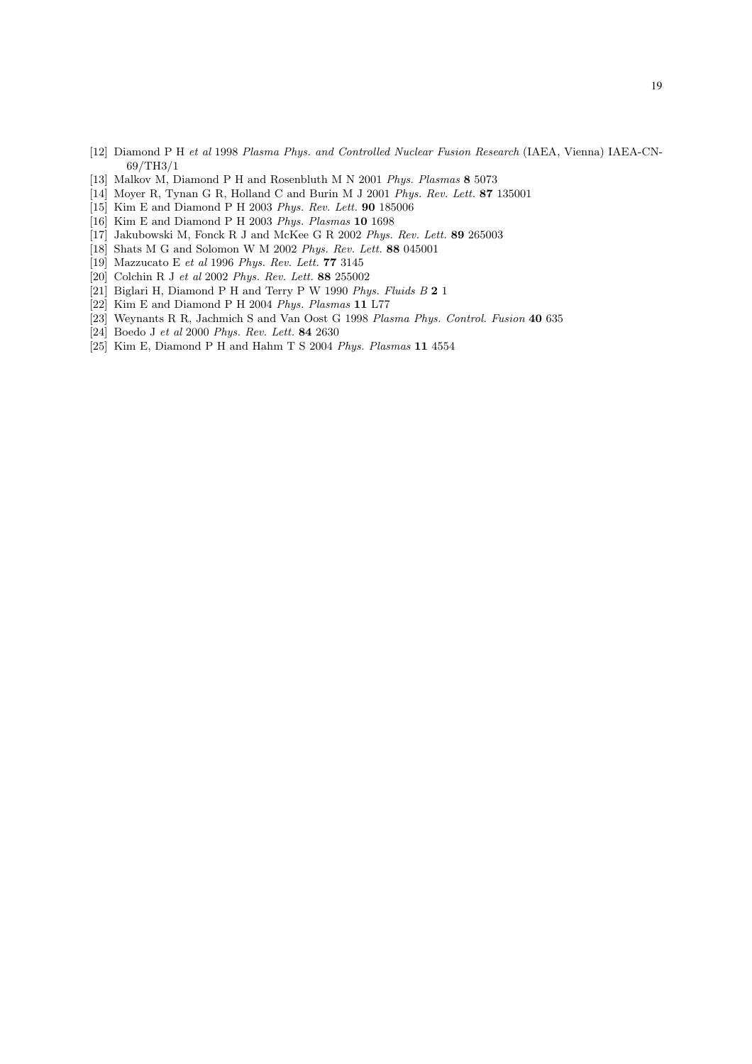[12] Diamond P H *et al* 1998 *Plasma Phys. and Controlled Nuclear Fusion Research* (IAEA, Vienna) IAEA-CN-69/TH3/1

[13] Malkov M, Diamond P H and Rosenbluth M N 2001 *Phys. Plasmas* **8** 5073

[14] Moyer R, Tynan G R, Holland C and Burin M J 2001 *Phys. Rev. Lett.* **87** 135001

[15] Kim E and Diamond P H 2003 *Phys. Rev. Lett.* **90** 185006

[16] Kim E and Diamond P H 2003 *Phys. Plasmas* **10** 1698

[17] Jakubowski M, Fonck R J and McKee G R 2002 *Phys. Rev. Lett.* **89** 265003

[18] Shats M G and Solomon W M 2002 *Phys. Rev. Lett.* **88** 045001

[19] Mazzucato E *et al* 1996 *Phys. Rev. Lett.* **77** 3145

[20] Colchin R J *et al* 2002 *Phys. Rev. Lett.* **88** 255002

[21] Biglari H, Diamond P H and Terry P W 1990 *Phys. Fluids B* **2** 1

[22] Kim E and Diamond P H 2004 *Phys. Plasmas* **11** L77

[23] Weynants R R, Jachmich S and Van Oost G 1998 *Plasma Phys. Control. Fusion* **40** 635

[24] Boedo J *et al* 2000 *Phys. Rev. Lett.* **84** 2630

[25] Kim E, Diamond P H and Hahm T S 2004 *Phys. Plasmas* **11** 4554